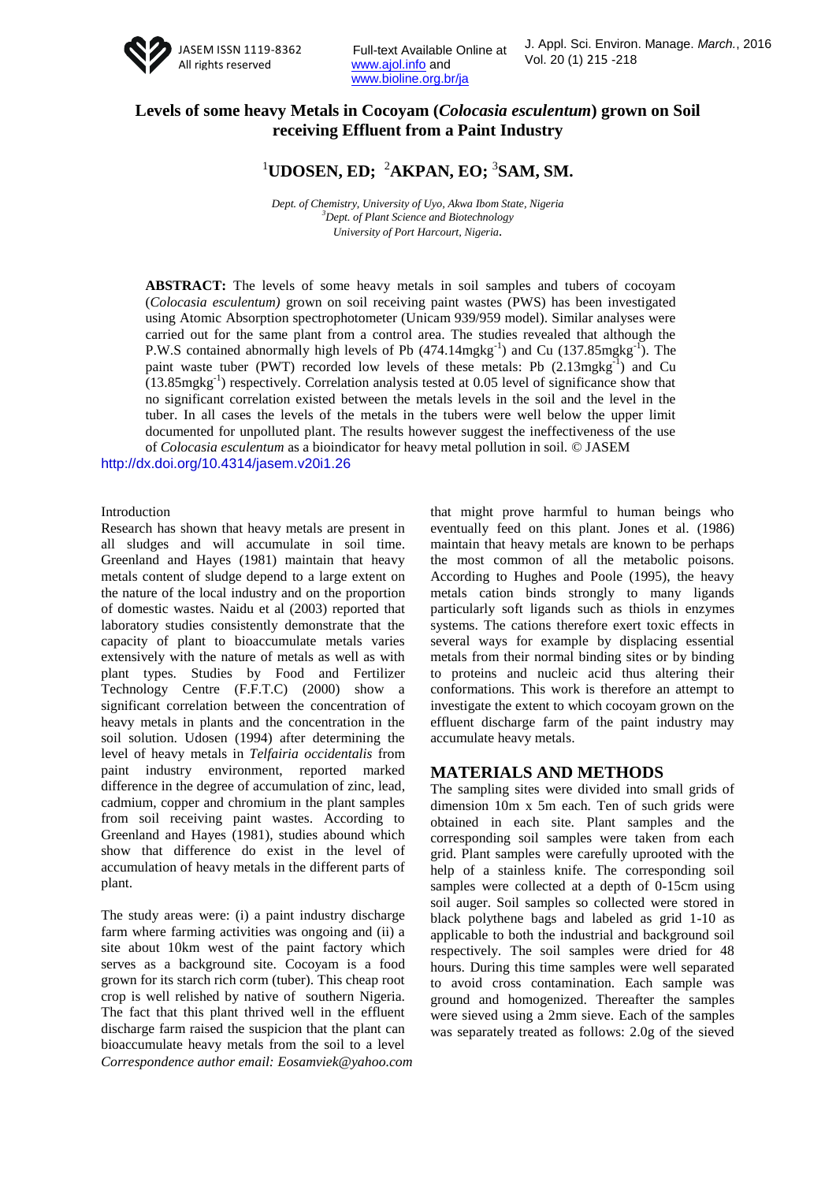# Levels of some heavy Metals in Cocoyam (*Colocasia esculentum*) grown on Soil receiving Effluent from a Paint Industry

**[1]UDOSEN, ED; [2]AKPAN, EO; [3]SAM, SM.**

*Dept. of Chemistry, University of Uyo, Akwa Ibom State, Nigeria*
*[3]Dept. of Plant Science and Biotechnology*
*University of Port Harcourt, Nigeria.*

**ABSTRACT:** The levels of some heavy metals in soil samples and tubers of cocoyam (*Colocasia esculentum)* grown on soil receiving paint wastes (PWS) has been investigated using Atomic Absorption spectrophotometer (Unicam 939/959 model). Similar analyses were carried out for the same plant from a control area. The studies revealed that although the P.W.S contained abnormally high levels of Pb (474.14mgkg$^{-1}$) and Cu (137.85mgkg$^{-1}$). The paint waste tuber (PWT) recorded low levels of these metals: Pb (2.13mgkg$^{-1}$) and Cu (13.85mgkg$^{-1}$) respectively. Correlation analysis tested at 0.05 level of significance show that no significant correlation existed between the metals levels in the soil and the level in the tuber. In all cases the levels of the metals in the tubers were well below the upper limit documented for unpolluted plant. The results however suggest the ineffectiveness of the use of *Colocasia esculentum* as a bioindicator for heavy metal pollution in soil. © JASEM

http://dx.doi.org/10.4314/jasem.v20i1.26

Introduction

Research has shown that heavy metals are present in all sludges and will accumulate in soil time. Greenland and Hayes (1981) maintain that heavy metals content of sludge depend to a large extent on the nature of the local industry and on the proportion of domestic wastes. Naidu et al (2003) reported that laboratory studies consistently demonstrate that the capacity of plant to bioaccumulate metals varies extensively with the nature of metals as well as with plant types. Studies by Food and Fertilizer Technology Centre (F.F.T.C) (2000) show a significant correlation between the concentration of heavy metals in plants and the concentration in the soil solution. Udosen (1994) after determining the level of heavy metals in *Telfairia occidentalis* from paint industry environment, reported marked difference in the degree of accumulation of zinc, lead, cadmium, copper and chromium in the plant samples from soil receiving paint wastes. According to Greenland and Hayes (1981), studies abound which show that difference do exist in the level of accumulation of heavy metals in the different parts of plant.

The study areas were: (i) a paint industry discharge farm where farming activities was ongoing and (ii) a site about 10km west of the paint factory which serves as a background site. Cocoyam is a food grown for its starch rich corm (tuber). This cheap root crop is well relished by native of southern Nigeria. The fact that this plant thrived well in the effluent discharge farm raised the suspicion that the plant can bioaccumulate heavy metals from the soil to a level that might prove harmful to human beings who eventually feed on this plant. Jones et al. (1986) maintain that heavy metals are known to be perhaps the most common of all the metabolic poisons. According to Hughes and Poole (1995), the heavy metals cation binds strongly to many ligands particularly soft ligands such as thiols in enzymes systems. The cations therefore exert toxic effects in several ways for example by displacing essential metals from their normal binding sites or by binding to proteins and nucleic acid thus altering their conformations. This work is therefore an attempt to investigate the extent to which cocoyam grown on the effluent discharge farm of the paint industry may accumulate heavy metals.

*Correspondence author email: Eosamviek@yahoo.com*

## MATERIALS AND METHODS

The sampling sites were divided into small grids of dimension 10m x 5m each. Ten of such grids were obtained in each site. Plant samples and the corresponding soil samples were taken from each grid. Plant samples were carefully uprooted with the help of a stainless knife. The corresponding soil samples were collected at a depth of 0-15cm using soil auger. Soil samples so collected were stored in black polythene bags and labeled as grid 1-10 as applicable to both the industrial and background soil respectively. The soil samples were dried for 48 hours. During this time samples were well separated to avoid cross contamination. Each sample was ground and homogenized. Thereafter the samples were sieved using a 2mm sieve. Each of the samples was separately treated as follows: 2.0g of the sieved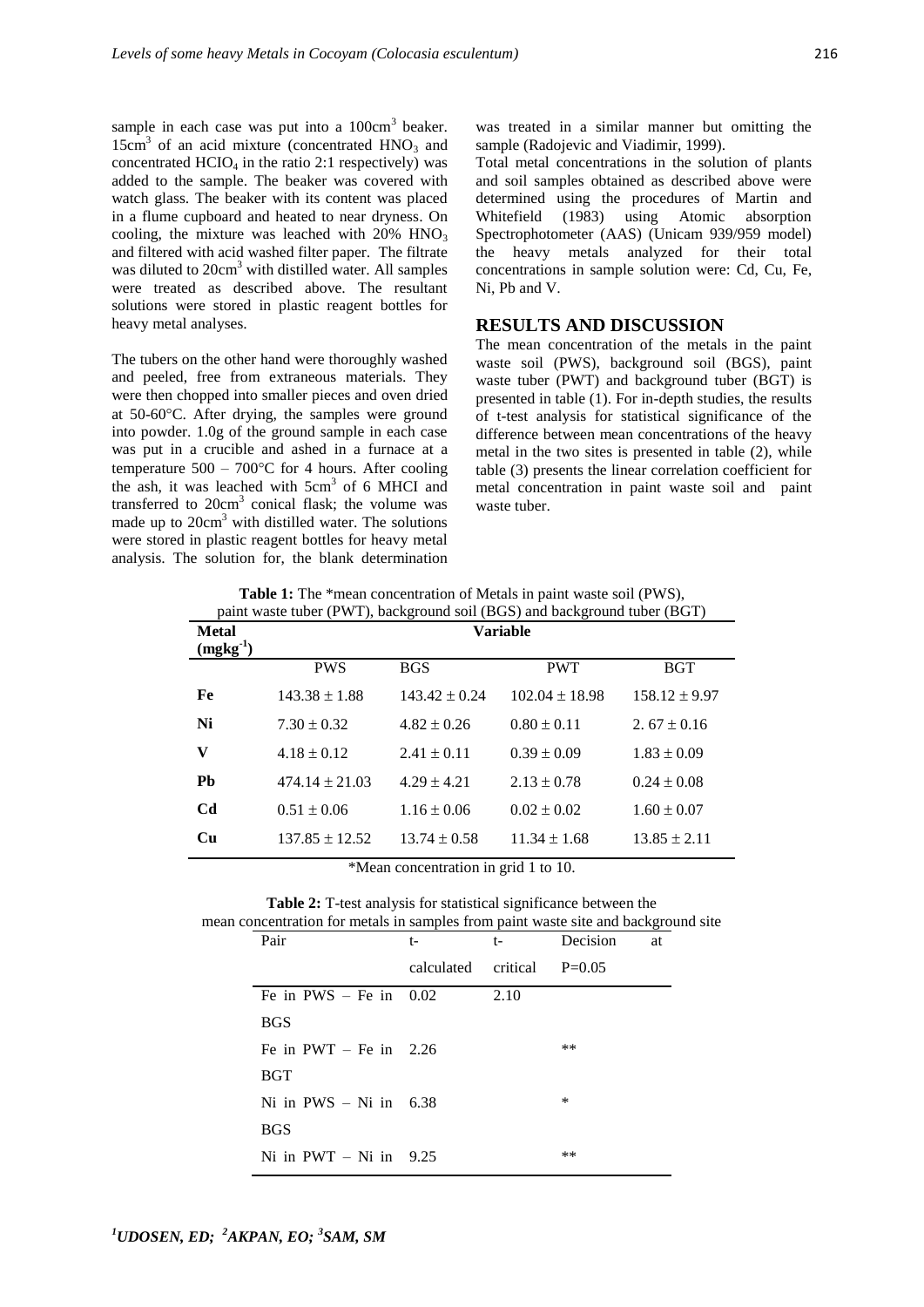sample in each case was put into a 100cm$^3$ beaker. 15cm$^3$ of an acid mixture (concentrated $HNO_3$ and concentrated $HClO_4$ in the ratio 2:1 respectively) was added to the sample. The beaker was covered with watch glass. The beaker with its content was placed in a flume cupboard and heated to near dryness. On cooling, the mixture was leached with 20% $HNO_3$ and filtered with acid washed filter paper. The filtrate was diluted to 20cm$^3$ with distilled water. All samples were treated as described above. The resultant solutions were stored in plastic reagent bottles for heavy metal analyses.

The tubers on the other hand were thoroughly washed and peeled, free from extraneous materials. They were then chopped into smaller pieces and oven dried at 50-60°C. After drying, the samples were ground into powder. 1.0g of the ground sample in each case was put in a crucible and ashed in a furnace at a temperature 500 – 700°C for 4 hours. After cooling the ash, it was leached with 5cm$^3$ of 6 MHCI and transferred to 20cm$^3$ conical flask; the volume was made up to 20cm$^3$ with distilled water. The solutions were stored in plastic reagent bottles for heavy metal analysis. The solution for, the blank determination was treated in a similar manner but omitting the sample (Radojevic and Viadimir, 1999).

Total metal concentrations in the solution of plants and soil samples obtained as described above were determined using the procedures of Martin and Whitefield (1983) using Atomic absorption Spectrophotometer (AAS) (Unicam 939/959 model) the heavy metals analyzed for their total concentrations in sample solution were: Cd, Cu, Fe, Ni, Pb and V.

## RESULTS AND DISCUSSION

The mean concentration of the metals in the paint waste soil (PWS), background soil (BGS), paint waste tuber (PWT) and background tuber (BGT) is presented in table (1). For in-depth studies, the results of t-test analysis for statistical significance of the difference between mean concentrations of the heavy metal in the two sites is presented in table (2), while table (3) presents the linear correlation coefficient for metal concentration in paint waste soil and paint waste tuber.

**Table 1:** The *mean concentration of Metals in paint waste soil (PWS), paint waste tuber (PWT), background soil (BGS) and background tuber (BGT)

| Metal (mgkg$^{-1}$) | Variable | | | |
|---|---|---|---|---|
| | PWS | BGS | PWT | BGT |
| **Fe** | 143.38 ± 1.88 | 143.42 ± 0.24 | 102.04 ± 18.98 | 158.12 ± 9.97 |
| **Ni** | 7.30 ± 0.32 | 4.82 ± 0.26 | 0.80 ± 0.11 | 2. 67 ± 0.16 |
| **V** | 4.18 ± 0.12 | 2.41 ± 0.11 | 0.39 ± 0.09 | 1.83 ± 0.09 |
| **Pb** | 474.14 ± 21.03 | 4.29 ± 4.21 | 2.13 ± 0.78 | 0.24 ± 0.08 |
| **Cd** | 0.51 ± 0.06 | 1.16 ± 0.06 | 0.02 ± 0.02 | 1.60 ± 0.07 |
| **Cu** | 137.85 ± 12.52 | 13.74 ± 0.58 | 11.34 ± 1.68 | 13.85 ± 2.11 |

*Mean concentration in grid 1 to 10.

**Table 2:** T-test analysis for statistical significance between the mean concentration for metals in samples from paint waste site and background site

| Pair | t-calculated | t-critical | Decision at P=0.05 |
|---|---|---|---|
| Fe in PWS – Fe in BGS | 0.02 | 2.10 | |
| Fe in PWT – Fe in BGT | 2.26 | | ** |
| Ni in PWS – Ni in BGS | 6.38 | | * |
| Ni in PWT – Ni in | 9.25 | | ** |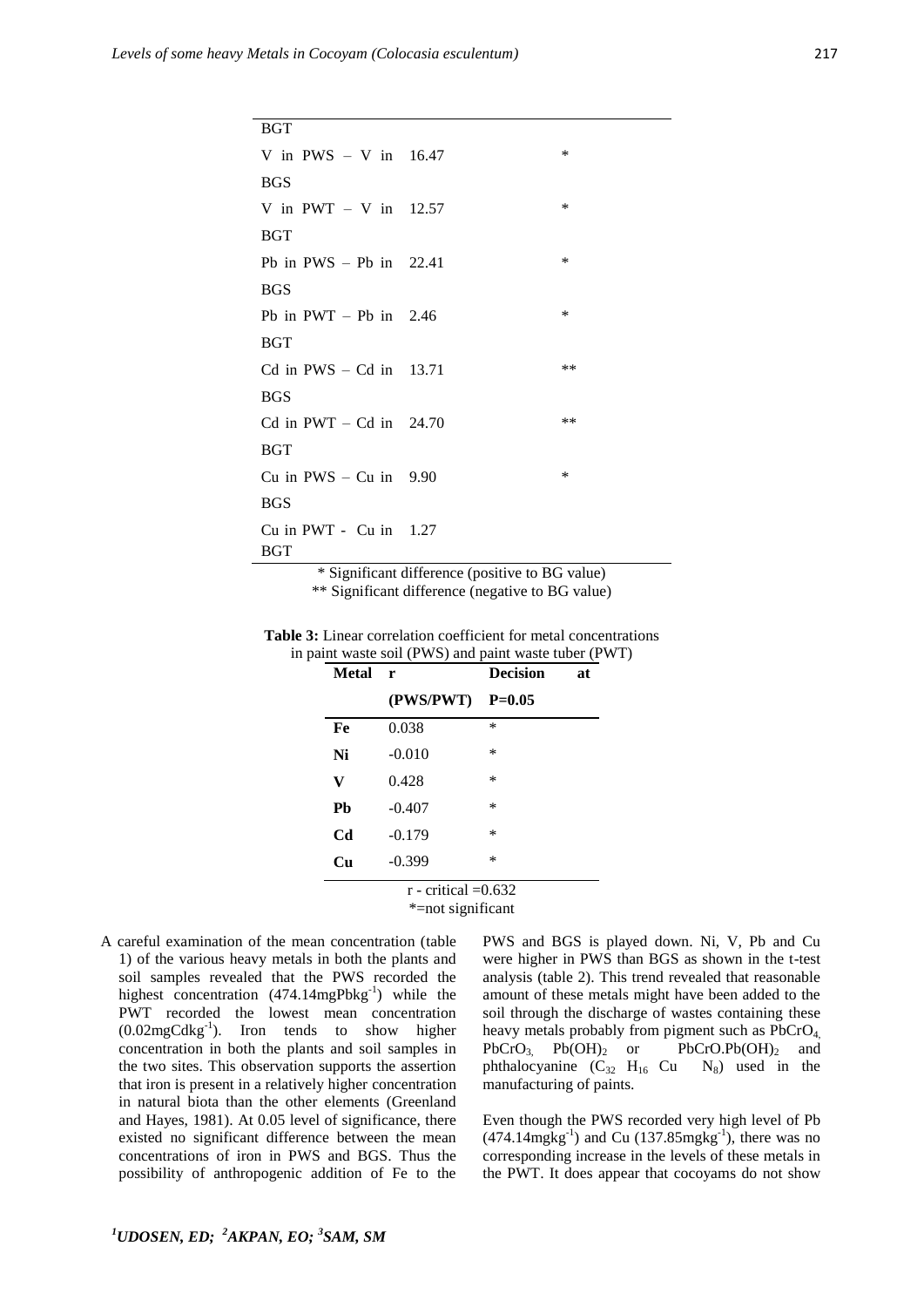| | | |
|---|---|---|
| BGT | | |
| V in PWS – V in BGS | 16.47 | * |
| V in PWT – V in BGT | 12.57 | * |
| Pb in PWS – Pb in BGS | 22.41 | * |
| Pb in PWT – Pb in BGT | 2.46 | * |
| Cd in PWS – Cd in BGS | 13.71 | ** |
| Cd in PWT – Cd in BGT | 24.70 | ** |
| Cu in PWS – Cu in BGS | 9.90 | * |
| Cu in PWT - Cu in BGT | 1.27 | |

\* Significant difference (positive to BG value)
\*\* Significant difference (negative to BG value)

**Table 3:** Linear correlation coefficient for metal concentrations in paint waste soil (PWS) and paint waste tuber (PWT)

| Metal | r (PWS/PWT) | Decision at P=0.05 |
|---|---|---|
| Fe | 0.038 | * |
| Ni | -0.010 | * |
| V | 0.428 | * |
| Pb | -0.407 | * |
| Cd | -0.179 | * |
| Cu | -0.399 | * |

r - critical =0.632
*=not significant

A careful examination of the mean concentration (table 1) of the various heavy metals in both the plants and soil samples revealed that the PWS recorded the highest concentration ($474.14 mgPbkg^{-1}$) while the PWT recorded the lowest mean concentration ($0.02 mgCdkg^{-1}$). Iron tends to show higher concentration in both the plants and soil samples in the two sites. This observation supports the assertion that iron is present in a relatively higher concentration in natural biota than the other elements (Greenland and Hayes, 1981). At 0.05 level of significance, there existed no significant difference between the mean concentrations of iron in PWS and BGS. Thus the possibility of anthropogenic addition of Fe to the PWS and BGS is played down. Ni, V, Pb and Cu were higher in PWS than BGS as shown in the t-test analysis (table 2). This trend revealed that reasonable amount of these metals might have been added to the soil through the discharge of wastes containing these heavy metals probably from pigment such as $PbCrO_4$, $PbCrO_3$, $Pb(OH)_2$ or $PbCrO.Pb(OH)_2$ and phthalocyanine ($C_{32}H_{16}CuN_8$) used in the manufacturing of paints.

Even though the PWS recorded very high level of Pb ($474.14 mgkg^{-1}$) and Cu ($137.85 mgkg^{-1}$), there was no corresponding increase in the levels of these metals in the PWT. It does appear that cocoyams do not show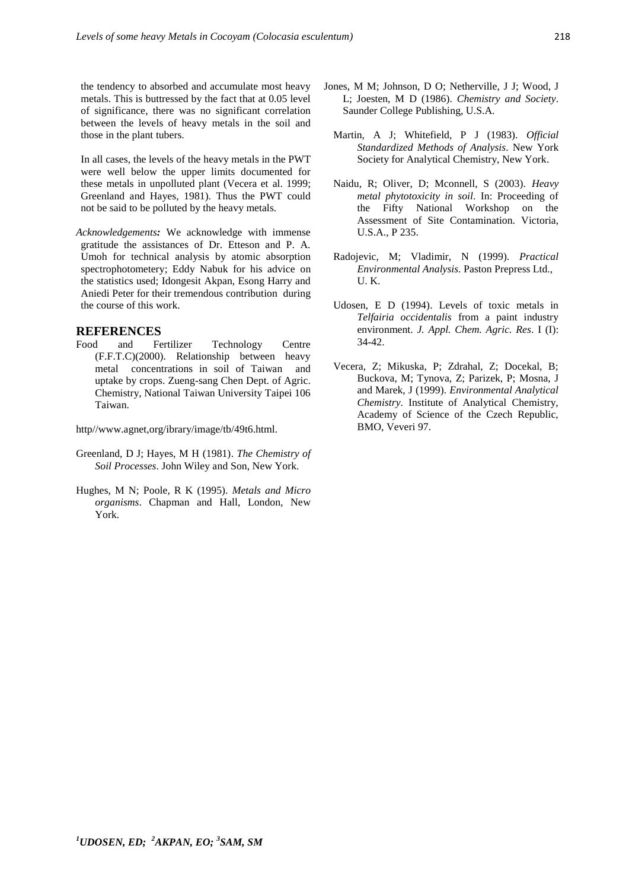the tendency to absorbed and accumulate most heavy metals. This is buttressed by the fact that at 0.05 level of significance, there was no significant correlation between the levels of heavy metals in the soil and those in the plant tubers.

In all cases, the levels of the heavy metals in the PWT were well below the upper limits documented for these metals in unpolluted plant (Vecera et al. 1999; Greenland and Hayes, 1981). Thus the PWT could not be said to be polluted by the heavy metals.

***Acknowledgements:*** We acknowledge with immense gratitude the assistances of Dr. Etteson and P. A. Umoh for technical analysis by atomic absorption spectrophotometery; Eddy Nabuk for his advice on the statistics used; Idongesit Akpan, Esong Harry and Aniedi Peter for their tremendous contribution during the course of this work.

## REFERENCES

Food and Fertilizer Technology Centre (F.F.T.C)(2000). Relationship between heavy metal concentrations in soil of Taiwan and uptake by crops. Zueng-sang Chen Dept. of Agric. Chemistry, National Taiwan University Taipei 106 Taiwan.

http//www.agnet,org/ibrary/image/tb/49t6.html.

Greenland, D J; Hayes, M H (1981). *The Chemistry of Soil Processes*. John Wiley and Son, New York.

Hughes, M N; Poole, R K (1995). *Metals and Micro organisms*. Chapman and Hall, London, New York.

Jones, M M; Johnson, D O; Netherville, J J; Wood, J L; Joesten, M D (1986). *Chemistry and Society*. Saunder College Publishing, U.S.A.

Martin, A J; Whitefield, P J (1983). *Official Standardized Methods of Analysis*. New York Society for Analytical Chemistry, New York.

Naidu, R; Oliver, D; Mconnell, S (2003). *Heavy metal phytotoxicity in soil*. In: Proceeding of the Fifty National Workshop on the Assessment of Site Contamination. Victoria, U.S.A., P 235.

Radojevic, M; Vladimir, N (1999). *Practical Environmental Analysis*. Paston Prepress Ltd., U. K.

Udosen, E D (1994). Levels of toxic metals in *Telfairia occidentalis* from a paint industry environment. *J. Appl. Chem. Agric. Res*. I (I): 34-42.

Vecera, Z; Mikuska, P; Zdrahal, Z; Docekal, B; Buckova, M; Tynova, Z; Parizek, P; Mosna, J and Marek, J (1999). *Environmental Analytical Chemistry*. Institute of Analytical Chemistry, Academy of Science of the Czech Republic, BMO, Veveri 97.